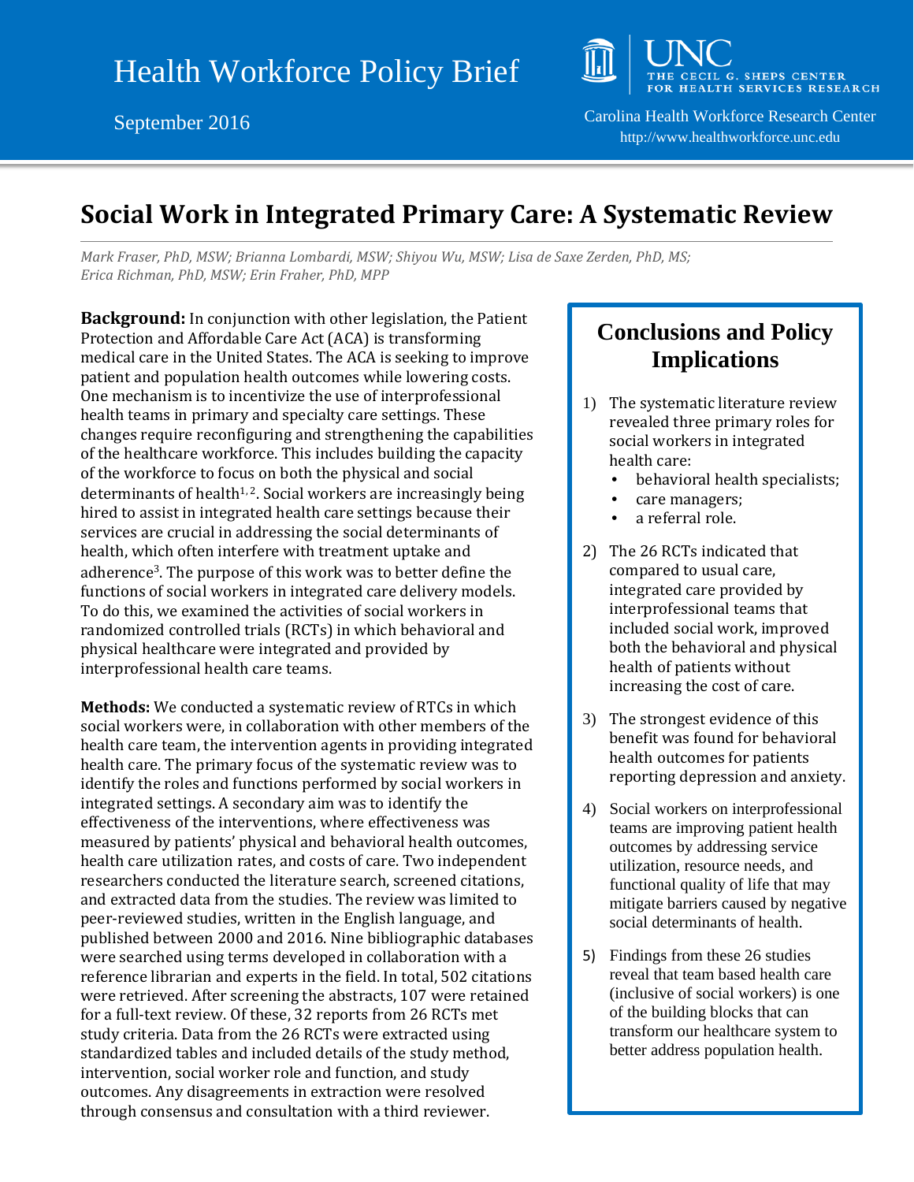Health Workforce Policy Brief

September 2016

UNC THE CECIL G. SHEPS CENTER FOR HEALTH SERVICES RESEARCH

Carolina Health Workforce Research Center
http://www.healthworkforce.unc.edu

# Social Work in Integrated Primary Care: A Systematic Review

*Mark Fraser, PhD, MSW; Brianna Lombardi, MSW; Shiyou Wu, MSW; Lisa de Saxe Zerden, PhD, MS; Erica Richman, PhD, MSW; Erin Fraher, PhD, MPP*

**Background:** In conjunction with other legislation, the Patient Protection and Affordable Care Act (ACA) is transforming medical care in the United States. The ACA is seeking to improve patient and population health outcomes while lowering costs. One mechanism is to incentivize the use of interprofessional health teams in primary and specialty care settings. These changes require reconfiguring and strengthening the capabilities of the healthcare workforce. This includes building the capacity of the workforce to focus on both the physical and social determinants of health[1, 2]. Social workers are increasingly being hired to assist in integrated health care settings because their services are crucial in addressing the social determinants of health, which often interfere with treatment uptake and adherence[3]. The purpose of this work was to better define the functions of social workers in integrated care delivery models. To do this, we examined the activities of social workers in randomized controlled trials (RCTs) in which behavioral and physical healthcare were integrated and provided by interprofessional health care teams.

**Methods:** We conducted a systematic review of RTCs in which social workers were, in collaboration with other members of the health care team, the intervention agents in providing integrated health care. The primary focus of the systematic review was to identify the roles and functions performed by social workers in integrated settings. A secondary aim was to identify the effectiveness of the interventions, where effectiveness was measured by patients' physical and behavioral health outcomes, health care utilization rates, and costs of care. Two independent researchers conducted the literature search, screened citations, and extracted data from the studies. The review was limited to peer-reviewed studies, written in the English language, and published between 2000 and 2016. Nine bibliographic databases were searched using terms developed in collaboration with a reference librarian and experts in the field. In total, 502 citations were retrieved. After screening the abstracts, 107 were retained for a full-text review. Of these, 32 reports from 26 RCTs met study criteria. Data from the 26 RCTs were extracted using standardized tables and included details of the study method, intervention, social worker role and function, and study outcomes. Any disagreements in extraction were resolved through consensus and consultation with a third reviewer.

## Conclusions and Policy Implications

1) The systematic literature review revealed three primary roles for social workers in integrated health care:
   - behavioral health specialists;
   - care managers;
   - a referral role.
2) The 26 RCTs indicated that compared to usual care, integrated care provided by interprofessional teams that included social work, improved both the behavioral and physical health of patients without increasing the cost of care.
3) The strongest evidence of this benefit was found for behavioral health outcomes for patients reporting depression and anxiety.
4) Social workers on interprofessional teams are improving patient health outcomes by addressing service utilization, resource needs, and functional quality of life that may mitigate barriers caused by negative social determinants of health.
5) Findings from these 26 studies reveal that team based health care (inclusive of social workers) is one of the building blocks that can transform our healthcare system to better address population health.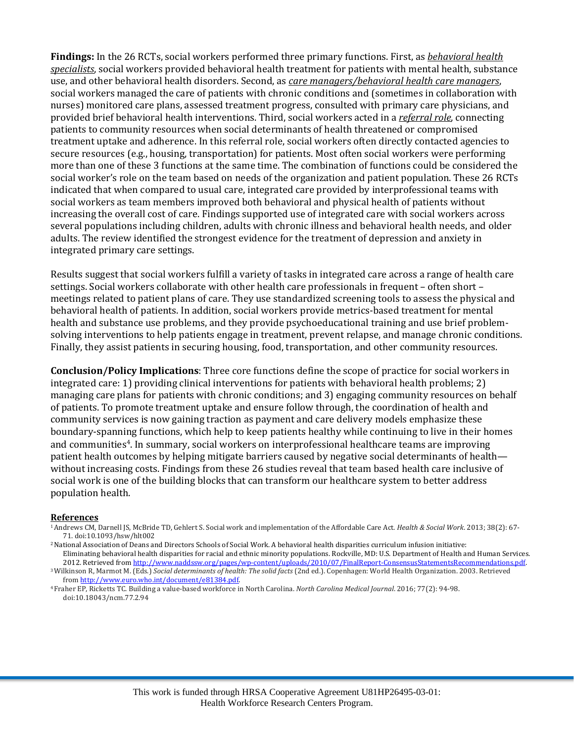**Findings:** In the 26 RCTs, social workers performed three primary functions. First, as ***behavioral health specialists***, social workers provided behavioral health treatment for patients with mental health, substance use, and other behavioral health disorders. Second, as ***care managers/behavioral health care managers***, social workers managed the care of patients with chronic conditions and (sometimes in collaboration with nurses) monitored care plans, assessed treatment progress, consulted with primary care physicians, and provided brief behavioral health interventions. Third, social workers acted in a ***referral role***, connecting patients to community resources when social determinants of health threatened or compromised treatment uptake and adherence. In this referral role, social workers often directly contacted agencies to secure resources (e.g., housing, transportation) for patients. Most often social workers were performing more than one of these 3 functions at the same time. The combination of functions could be considered the social worker's role on the team based on needs of the organization and patient population. These 26 RCTs indicated that when compared to usual care, integrated care provided by interprofessional teams with social workers as team members improved both behavioral and physical health of patients without increasing the overall cost of care. Findings supported use of integrated care with social workers across several populations including children, adults with chronic illness and behavioral health needs, and older adults. The review identified the strongest evidence for the treatment of depression and anxiety in integrated primary care settings.

Results suggest that social workers fulfill a variety of tasks in integrated care across a range of health care settings. Social workers collaborate with other health care professionals in frequent – often short – meetings related to patient plans of care. They use standardized screening tools to assess the physical and behavioral health of patients. In addition, social workers provide metrics-based treatment for mental health and substance use problems, and they provide psychoeducational training and use brief problem-solving interventions to help patients engage in treatment, prevent relapse, and manage chronic conditions. Finally, they assist patients in securing housing, food, transportation, and other community resources.

**Conclusion/Policy Implications**: Three core functions define the scope of practice for social workers in integrated care: 1) providing clinical interventions for patients with behavioral health problems; 2) managing care plans for patients with chronic conditions; and 3) engaging community resources on behalf of patients. To promote treatment uptake and ensure follow through, the coordination of health and community services is now gaining traction as payment and care delivery models emphasize these boundary-spanning functions, which help to keep patients healthy while continuing to live in their homes and communities[4]. In summary, social workers on interprofessional healthcare teams are improving patient health outcomes by helping mitigate barriers caused by negative social determinants of health—without increasing costs. Findings from these 26 studies reveal that team based health care inclusive of social work is one of the building blocks that can transform our healthcare system to better address population health.

**References**

[1] Andrews CM, Darnell JS, McBride TD, Gehlert S. Social work and implementation of the Affordable Care Act. *Health & Social Work*. 2013; 38(2): 67-71. doi:10.1093/hsw/hlt002

[2] National Association of Deans and Directors Schools of Social Work. A behavioral health disparities curriculum infusion initiative: Eliminating behavioral health disparities for racial and ethnic minority populations. Rockville, MD: U.S. Department of Health and Human Services. 2012. Retrieved from http://www.naddssw.org/pages/wp-content/uploads/2010/07/FinalReport-ConsensusStatementsRecommendations.pdf.

[3] Wilkinson R, Marmot M. (Eds.) *Social determinants of health: The solid facts* (2nd ed.). Copenhagen: World Health Organization. 2003. Retrieved from http://www.euro.who.int/document/e81384.pdf.

[4] Fraher EP, Ricketts TC. Building a value-based workforce in North Carolina. *North Carolina Medical Journal*. 2016; 77(2): 94-98. doi:10.18043/ncm.77.2.94

This work is funded through HRSA Cooperative Agreement U81HP26495-03-01: Health Workforce Research Centers Program.